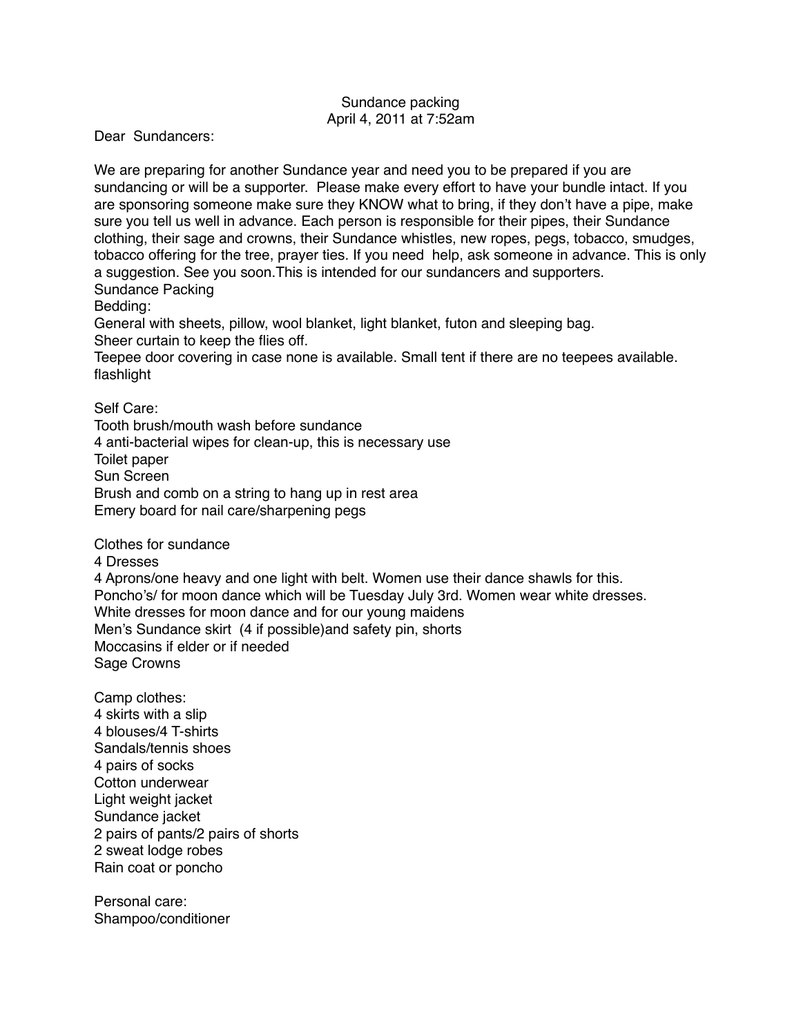Sundance packing
April 4, 2011 at 7:52am

Dear Sundancers:

We are preparing for another Sundance year and need you to be prepared if you are sundancing or will be a supporter. Please make every effort to have your bundle intact. If you are sponsoring someone make sure they KNOW what to bring, if they don't have a pipe, make sure you tell us well in advance. Each person is responsible for their pipes, their Sundance clothing, their sage and crowns, their Sundance whistles, new ropes, pegs, tobacco, smudges, tobacco offering for the tree, prayer ties. If you need help, ask someone in advance. This is only a suggestion. See you soon.This is intended for our sundancers and supporters.

Sundance Packing

Bedding:

General with sheets, pillow, wool blanket, light blanket, futon and sleeping bag.
Sheer curtain to keep the flies off.
Teepee door covering in case none is available. Small tent if there are no teepees available.
flashlight

Self Care:

Tooth brush/mouth wash before sundance
4 anti-bacterial wipes for clean-up, this is necessary use
Toilet paper
Sun Screen
Brush and comb on a string to hang up in rest area
Emery board for nail care/sharpening pegs

Clothes for sundance

4 Dresses
4 Aprons/one heavy and one light with belt. Women use their dance shawls for this.
Poncho's/ for moon dance which will be Tuesday July 3rd. Women wear white dresses.
White dresses for moon dance and for our young maidens
Men's Sundance skirt (4 if possible)and safety pin, shorts
Moccasins if elder or if needed
Sage Crowns

Camp clothes:

4 skirts with a slip
4 blouses/4 T-shirts
Sandals/tennis shoes
4 pairs of socks
Cotton underwear
Light weight jacket
Sundance jacket
2 pairs of pants/2 pairs of shorts
2 sweat lodge robes
Rain coat or poncho

Personal care:

Shampoo/conditioner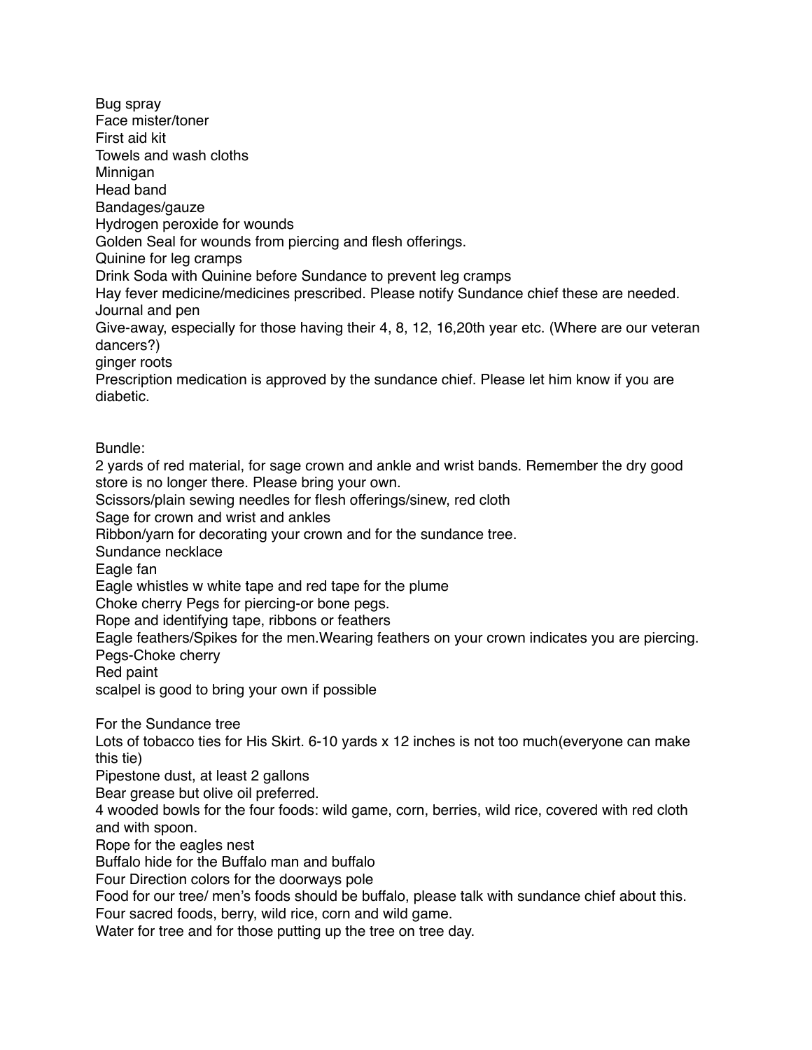Bug spray
Face mister/toner
First aid kit
Towels and wash cloths
Minnigan
Head band
Bandages/gauze
Hydrogen peroxide for wounds
Golden Seal for wounds from piercing and flesh offerings.
Quinine for leg cramps
Drink Soda with Quinine before Sundance to prevent leg cramps
Hay fever medicine/medicines prescribed. Please notify Sundance chief these are needed.
Journal and pen
Give-away, especially for those having their 4, 8, 12, 16,20th year etc. (Where are our veteran dancers?)
ginger roots
Prescription medication is approved by the sundance chief. Please let him know if you are diabetic.

Bundle:
2 yards of red material, for sage crown and ankle and wrist bands. Remember the dry good store is no longer there. Please bring your own.
Scissors/plain sewing needles for flesh offerings/sinew, red cloth
Sage for crown and wrist and ankles
Ribbon/yarn for decorating your crown and for the sundance tree.
Sundance necklace
Eagle fan
Eagle whistles w white tape and red tape for the plume
Choke cherry Pegs for piercing-or bone pegs.
Rope and identifying tape, ribbons or feathers
Eagle feathers/Spikes for the men.Wearing feathers on your crown indicates you are piercing.
Pegs-Choke cherry
Red paint
scalpel is good to bring your own if possible

For the Sundance tree
Lots of tobacco ties for His Skirt. 6-10 yards x 12 inches is not too much(everyone can make this tie)
Pipestone dust, at least 2 gallons
Bear grease but olive oil preferred.
4 wooded bowls for the four foods: wild game, corn, berries, wild rice, covered with red cloth and with spoon.
Rope for the eagles nest
Buffalo hide for the Buffalo man and buffalo
Four Direction colors for the doorways pole
Food for our tree/ men's foods should be buffalo, please talk with sundance chief about this.
Four sacred foods, berry, wild rice, corn and wild game.
Water for tree and for those putting up the tree on tree day.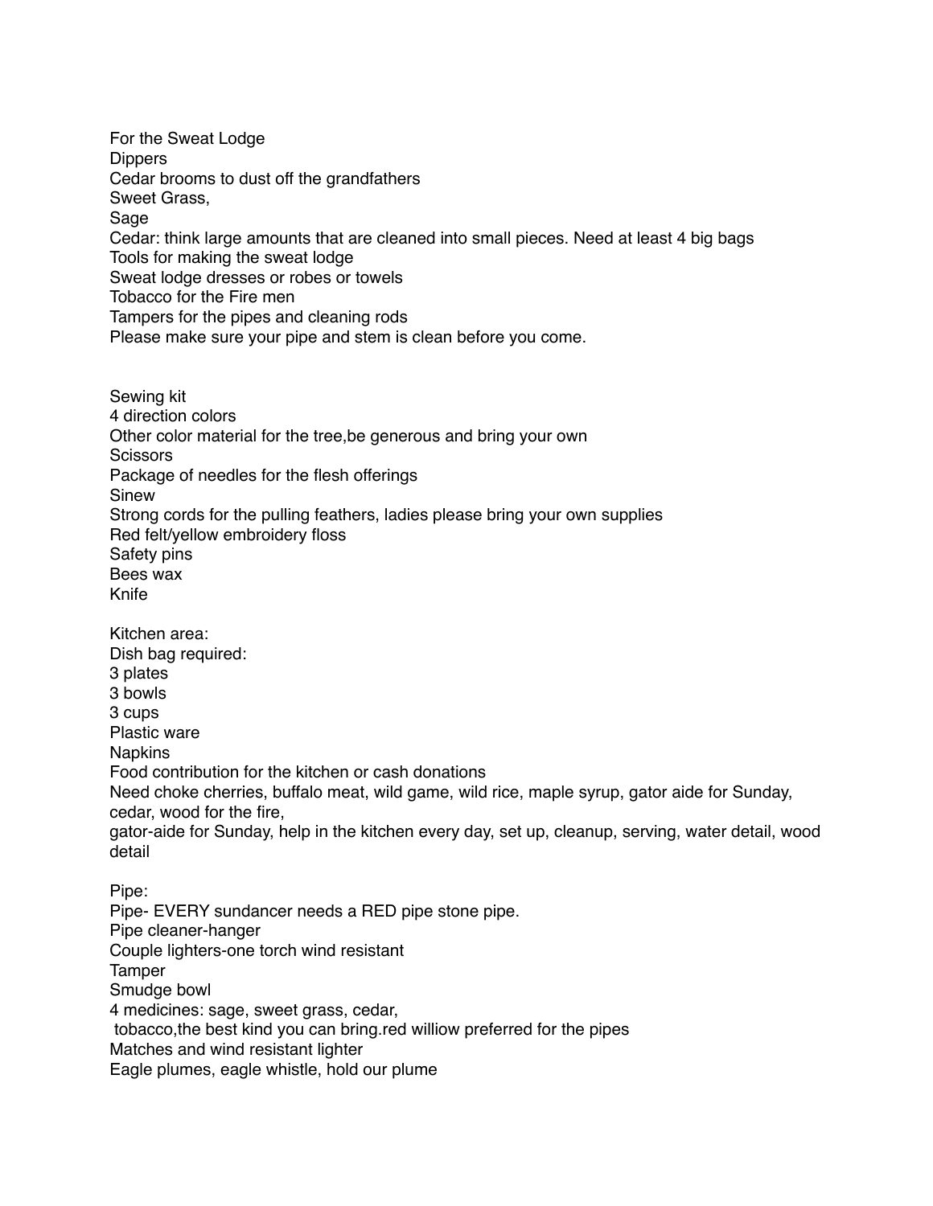For the Sweat Lodge
Dippers
Cedar brooms to dust off the grandfathers
Sweet Grass,
Sage
Cedar: think large amounts that are cleaned into small pieces. Need at least 4 big bags
Tools for making the sweat lodge
Sweat lodge dresses or robes or towels
Tobacco for the Fire men
Tampers for the pipes and cleaning rods
Please make sure your pipe and stem is clean before you come.

Sewing kit
4 direction colors
Other color material for the tree,be generous and bring your own
Scissors
Package of needles for the flesh offerings
Sinew
Strong cords for the pulling feathers, ladies please bring your own supplies
Red felt/yellow embroidery floss
Safety pins
Bees wax
Knife

Kitchen area:
Dish bag required:
3 plates
3 bowls
3 cups
Plastic ware
Napkins
Food contribution for the kitchen or cash donations
Need choke cherries, buffalo meat, wild game, wild rice, maple syrup, gator aide for Sunday, cedar, wood for the fire,
gator-aide for Sunday, help in the kitchen every day, set up, cleanup, serving, water detail, wood detail

Pipe:
Pipe- EVERY sundancer needs a RED pipe stone pipe.
Pipe cleaner-hanger
Couple lighters-one torch wind resistant
Tamper
Smudge bowl
4 medicines: sage, sweet grass, cedar,
tobacco,the best kind you can bring.red williow preferred for the pipes
Matches and wind resistant lighter
Eagle plumes, eagle whistle, hold our plume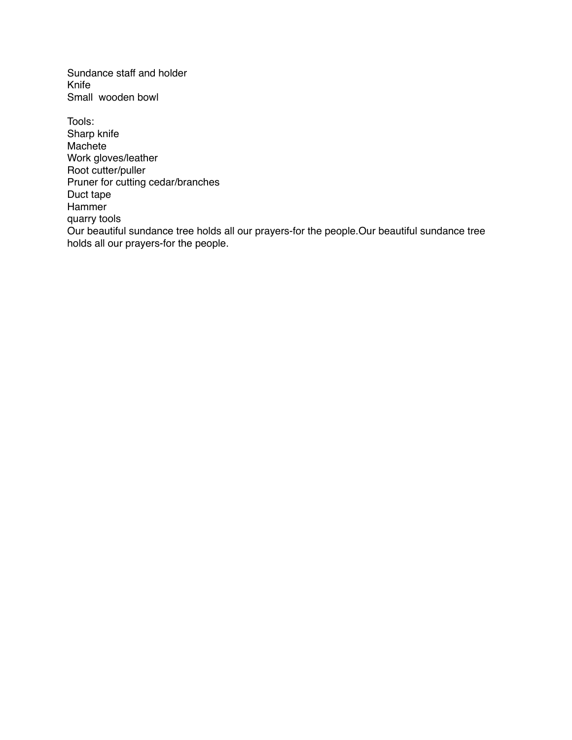Sundance staff and holder
Knife
Small  wooden bowl

Tools:
Sharp knife
Machete
Work gloves/leather
Root cutter/puller
Pruner for cutting cedar/branches
Duct tape
Hammer
quarry tools
Our beautiful sundance tree holds all our prayers-for the people.Our beautiful sundance tree holds all our prayers-for the people.